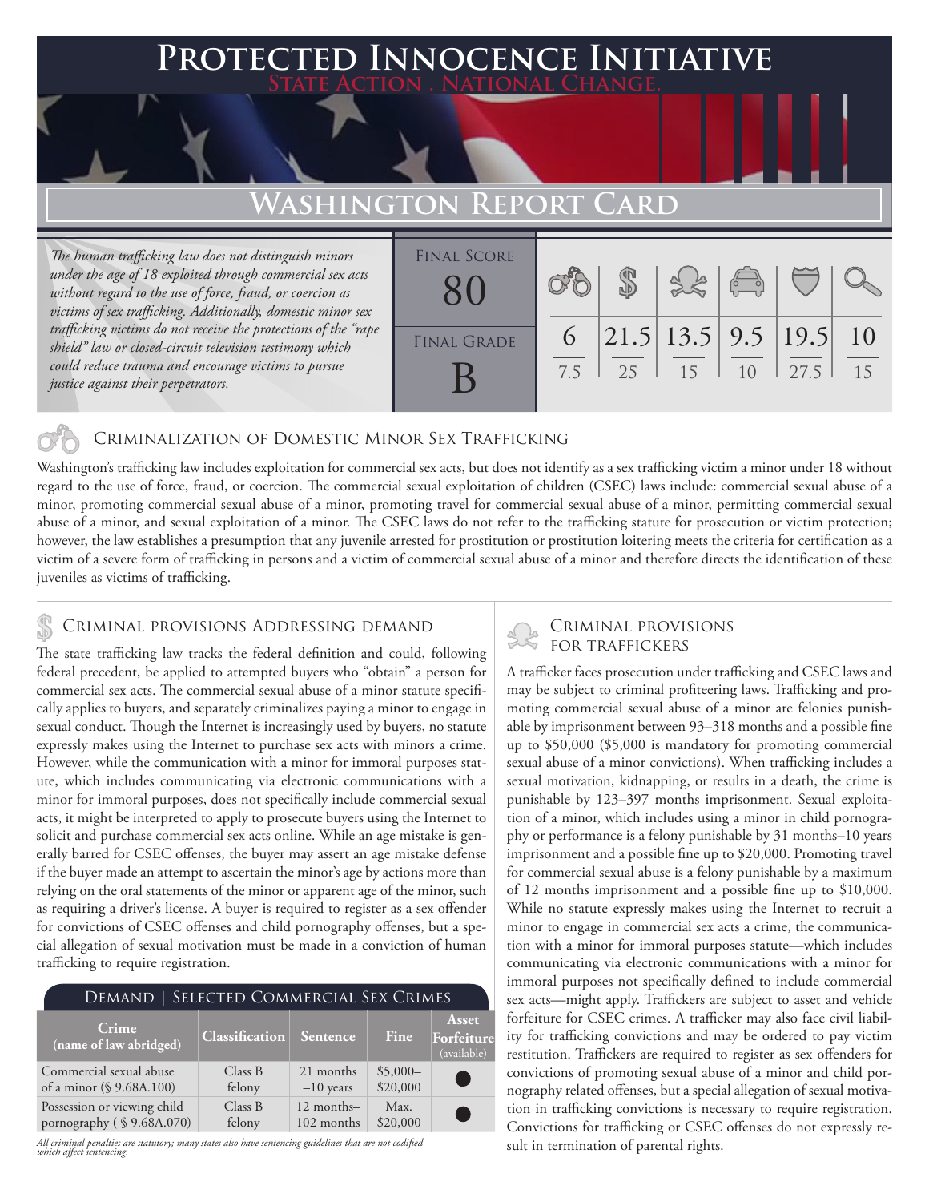# Protected Innocence Initiative

State Action . National Change.

## Washington Report Card

*The human trafficking law does not distinguish minors under the age of 18 exploited through commercial sex acts without regard to the use of force, fraud, or coercion as victims of sex trafficking. Additionally, domestic minor sex trafficking victims do not receive the protections of the "rape shield" law or closed-circuit television testimony which could reduce trauma and encourage victims to pursue justice against their perpetrators.*

| Final Score | Criminalization | Demand | Traffickers | Facilitators | Protective Provisions | Criminal Justice Tools |
|---|---|---|---|---|---|---|
| 80 | 6 / 7.5 | 21.5 / 25 | 13.5 / 15 | 9.5 / 10 | 19.5 / 27.5 | 10 / 15 |
| **Final Grade:** B | | | | | | |

### Criminalization of Domestic Minor Sex Trafficking

Washington's trafficking law includes exploitation for commercial sex acts, but does not identify as a sex trafficking victim a minor under 18 without regard to the use of force, fraud, or coercion. The commercial sexual exploitation of children (CSEC) laws include: commercial sexual abuse of a minor, promoting commercial sexual abuse of a minor, promoting travel for commercial sexual abuse of a minor, permitting commercial sexual abuse of a minor, and sexual exploitation of a minor. The CSEC laws do not refer to the trafficking statute for prosecution or victim protection; however, the law establishes a presumption that any juvenile arrested for prostitution or prostitution loitering meets the criteria for certification as a victim of a severe form of trafficking in persons and a victim of commercial sexual abuse of a minor and therefore directs the identification of these juveniles as victims of trafficking.

### Criminal provisions Addressing demand

The state trafficking law tracks the federal definition and could, following federal precedent, be applied to attempted buyers who "obtain" a person for commercial sex acts. The commercial sexual abuse of a minor statute specifically applies to buyers, and separately criminalizes paying a minor to engage in sexual conduct. Though the Internet is increasingly used by buyers, no statute expressly makes using the Internet to purchase sex acts with minors a crime. However, while the communication with a minor for immoral purposes statute, which includes communicating via electronic communications with a minor for immoral purposes, does not specifically include commercial sexual acts, it might be interpreted to apply to prosecute buyers using the Internet to solicit and purchase commercial sex acts online. While an age mistake is generally barred for CSEC offenses, the buyer may assert an age mistake defense if the buyer made an attempt to ascertain the minor's age by actions more than relying on the oral statements of the minor or apparent age of the minor, such as requiring a driver's license. A buyer is required to register as a sex offender for convictions of CSEC offenses and child pornography offenses, but a special allegation of sexual motivation must be made in a conviction of human trafficking to require registration.

| Demand \| Selected Commercial Sex Crimes | | | | |
|---|---|---|---|---|
| **Crime (name of law abridged)** | **Classification** | **Sentence** | **Fine** | **Asset Forfeiture (available)** |
| Commercial sexual abuse of a minor (§ 9.68A.100) | Class B felony | 21 months –10 years | $5,000–$20,000 | ● |
| Possession or viewing child pornography ( § 9.68A.070) | Class B felony | 12 months–102 months | Max. $20,000 | ● |

*All criminal penalties are statutory; many states also have sentencing guidelines that are not codified which affect sentencing.*

### Criminal provisions for traffickers

A trafficker faces prosecution under trafficking and CSEC laws and may be subject to criminal profiteering laws. Trafficking and promoting commercial sexual abuse of a minor are felonies punishable by imprisonment between 93–318 months and a possible fine up to $50,000 ($5,000 is mandatory for promoting commercial sexual abuse of a minor convictions). When trafficking includes a sexual motivation, kidnapping, or results in a death, the crime is punishable by 123–397 months imprisonment. Sexual exploitation of a minor, which includes using a minor in child pornography or performance is a felony punishable by 31 months–10 years imprisonment and a possible fine up to $20,000. Promoting travel for commercial sexual abuse is a felony punishable by a maximum of 12 months imprisonment and a possible fine up to $10,000. While no statute expressly makes using the Internet to recruit a minor to engage in commercial sex acts a crime, the communication with a minor for immoral purposes statute—which includes communicating via electronic communications with a minor for immoral purposes not specifically defined to include commercial sex acts—might apply. Traffickers are subject to asset and vehicle forfeiture for CSEC crimes. A trafficker may also face civil liability for trafficking convictions and may be ordered to pay victim restitution. Traffickers are required to register as sex offenders for convictions of promoting sexual abuse of a minor and child pornography related offenses, but a special allegation of sexual motivation in trafficking convictions is necessary to require registration. Convictions for trafficking or CSEC offenses do not expressly result in termination of parental rights.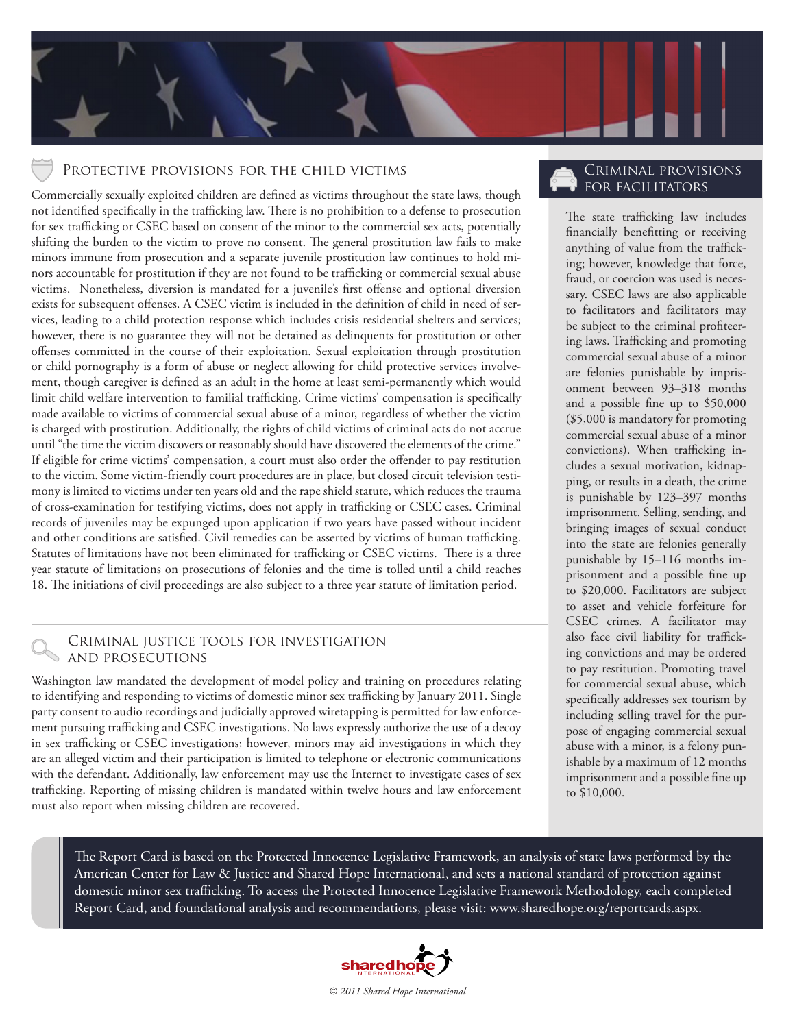## Protective provisions for the child victims

Commercially sexually exploited children are defined as victims throughout the state laws, though not identified specifically in the trafficking law. There is no prohibition to a defense to prosecution for sex trafficking or CSEC based on consent of the minor to the commercial sex acts, potentially shifting the burden to the victim to prove no consent. The general prostitution law fails to make minors immune from prosecution and a separate juvenile prostitution law continues to hold minors accountable for prostitution if they are not found to be trafficking or commercial sexual abuse victims. Nonetheless, diversion is mandated for a juvenile's first offense and optional diversion exists for subsequent offenses. A CSEC victim is included in the definition of child in need of services, leading to a child protection response which includes crisis residential shelters and services; however, there is no guarantee they will not be detained as delinquents for prostitution or other offenses committed in the course of their exploitation. Sexual exploitation through prostitution or child pornography is a form of abuse or neglect allowing for child protective services involvement, though caregiver is defined as an adult in the home at least semi-permanently which would limit child welfare intervention to familial trafficking. Crime victims' compensation is specifically made available to victims of commercial sexual abuse of a minor, regardless of whether the victim is charged with prostitution. Additionally, the rights of child victims of criminal acts do not accrue until "the time the victim discovers or reasonably should have discovered the elements of the crime." If eligible for crime victims' compensation, a court must also order the offender to pay restitution to the victim. Some victim-friendly court procedures are in place, but closed circuit television testimony is limited to victims under ten years old and the rape shield statute, which reduces the trauma of cross-examination for testifying victims, does not apply in trafficking or CSEC cases. Criminal records of juveniles may be expunged upon application if two years have passed without incident and other conditions are satisfied. Civil remedies can be asserted by victims of human trafficking. Statutes of limitations have not been eliminated for trafficking or CSEC victims. There is a three year statute of limitations on prosecutions of felonies and the time is tolled until a child reaches 18. The initiations of civil proceedings are also subject to a three year statute of limitation period.

## Criminal justice tools for investigation and prosecutions

Washington law mandated the development of model policy and training on procedures relating to identifying and responding to victims of domestic minor sex trafficking by January 2011. Single party consent to audio recordings and judicially approved wiretapping is permitted for law enforcement pursuing trafficking and CSEC investigations. No laws expressly authorize the use of a decoy in sex trafficking or CSEC investigations; however, minors may aid investigations in which they are an alleged victim and their participation is limited to telephone or electronic communications with the defendant. Additionally, law enforcement may use the Internet to investigate cases of sex trafficking. Reporting of missing children is mandated within twelve hours and law enforcement must also report when missing children are recovered.

## Criminal provisions for facilitators

The state trafficking law includes financially benefitting or receiving anything of value from the trafficking; however, knowledge that force, fraud, or coercion was used is necessary. CSEC laws are also applicable to facilitators and facilitators may be subject to the criminal profiteering laws. Trafficking and promoting commercial sexual abuse of a minor are felonies punishable by imprisonment between 93–318 months and a possible fine up to $50,000 ($5,000 is mandatory for promoting commercial sexual abuse of a minor convictions). When trafficking includes a sexual motivation, kidnapping, or results in a death, the crime is punishable by 123–397 months imprisonment. Selling, sending, and bringing images of sexual conduct into the state are felonies generally punishable by 15–116 months imprisonment and a possible fine up to $20,000. Facilitators are subject to asset and vehicle forfeiture for CSEC crimes. A facilitator may also face civil liability for trafficking convictions and may be ordered to pay restitution. Promoting travel for commercial sexual abuse, which specifically addresses sex tourism by including selling travel for the purpose of engaging commercial sexual abuse with a minor, is a felony punishable by a maximum of 12 months imprisonment and a possible fine up to $10,000.

The Report Card is based on the Protected Innocence Legislative Framework, an analysis of state laws performed by the American Center for Law & Justice and Shared Hope International, and sets a national standard of protection against domestic minor sex trafficking. To access the Protected Innocence Legislative Framework Methodology, each completed Report Card, and foundational analysis and recommendations, please visit: www.sharedhope.org/reportcards.aspx.

*© 2011 Shared Hope International*